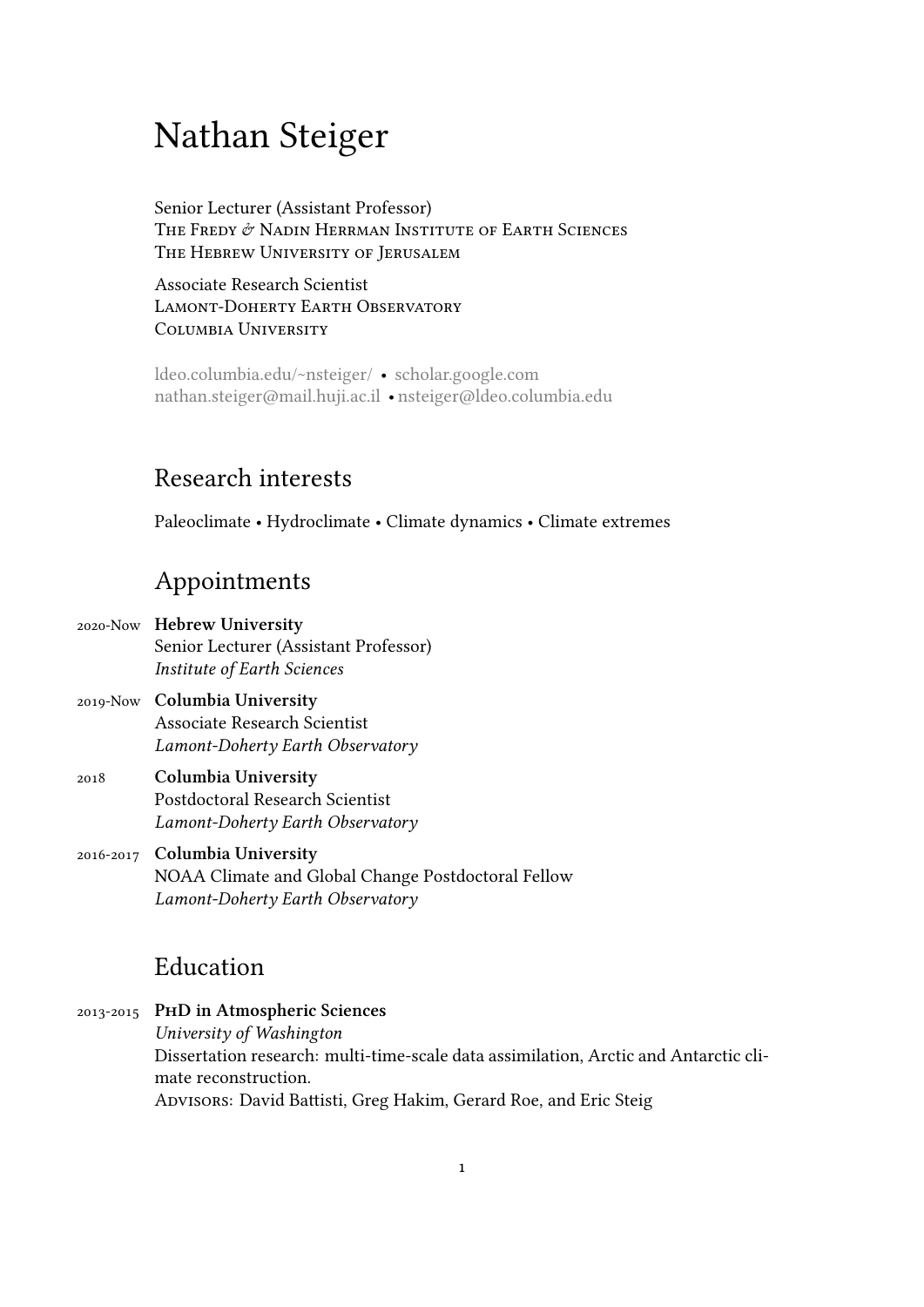# Nathan Steiger

Senior Lecturer (Assistant Professor)
The Fredy & Nadin Herrman Institute of Earth Sciences
The Hebrew University of Jerusalem

Associate Research Scientist
Lamont-Doherty Earth Observatory
Columbia University

ldeo.columbia.edu/~nsteiger/ • scholar.google.com
nathan.steiger@mail.huji.ac.il • nsteiger@ldeo.columbia.edu

## Research interests

Paleoclimate • Hydroclimate • Climate dynamics • Climate extremes

## Appointments

2020-Now **Hebrew University**
Senior Lecturer (Assistant Professor)
*Institute of Earth Sciences*

2019-Now **Columbia University**
Associate Research Scientist
*Lamont-Doherty Earth Observatory*

2018 **Columbia University**
Postdoctoral Research Scientist
*Lamont-Doherty Earth Observatory*

2016-2017 **Columbia University**
NOAA Climate and Global Change Postdoctoral Fellow
*Lamont-Doherty Earth Observatory*

## Education

2013-2015 **PhD in Atmospheric Sciences**
*University of Washington*
Dissertation research: multi-time-scale data assimilation, Arctic and Antarctic climate reconstruction.
Advisors: David Battisti, Greg Hakim, Gerard Roe, and Eric Steig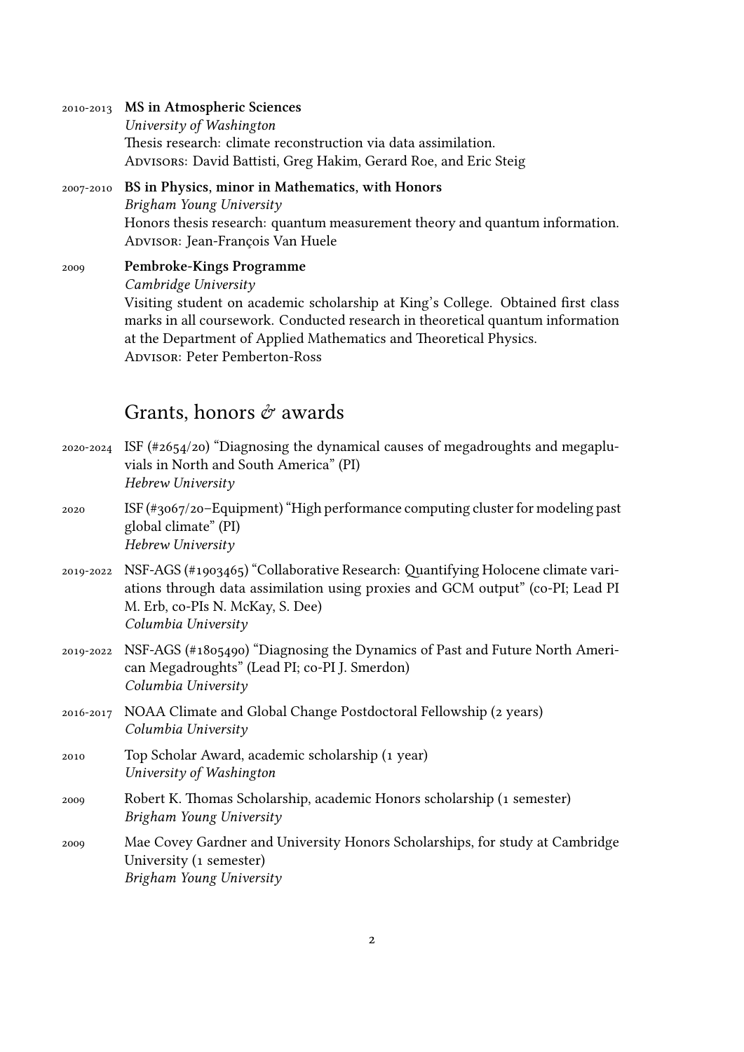2010-2013 **MS in Atmospheric Sciences**
*University of Washington*
Thesis research: climate reconstruction via data assimilation.
Advisors: David Battisti, Greg Hakim, Gerard Roe, and Eric Steig

2007-2010 **BS in Physics, minor in Mathematics, with Honors**
*Brigham Young University*
Honors thesis research: quantum measurement theory and quantum information.
Advisor: Jean-François Van Huele

2009 **Pembroke-Kings Programme**
*Cambridge University*
Visiting student on academic scholarship at King's College. Obtained first class marks in all coursework. Conducted research in theoretical quantum information at the Department of Applied Mathematics and Theoretical Physics.
Advisor: Peter Pemberton-Ross

## Grants, honors & awards

2020-2024 ISF (#2654/20) "Diagnosing the dynamical causes of megadroughts and megapluvials in North and South America" (PI)
*Hebrew University*

2020 ISF (#3067/20–Equipment) "High performance computing cluster for modeling past global climate" (PI)
*Hebrew University*

2019-2022 NSF-AGS (#1903465) "Collaborative Research: Quantifying Holocene climate variations through data assimilation using proxies and GCM output" (co-PI; Lead PI M. Erb, co-PIs N. McKay, S. Dee)
*Columbia University*

2019-2022 NSF-AGS (#1805490) "Diagnosing the Dynamics of Past and Future North American Megadroughts" (Lead PI; co-PI J. Smerdon)
*Columbia University*

2016-2017 NOAA Climate and Global Change Postdoctoral Fellowship (2 years)
*Columbia University*

2010 Top Scholar Award, academic scholarship (1 year)
*University of Washington*

2009 Robert K. Thomas Scholarship, academic Honors scholarship (1 semester)
*Brigham Young University*

2009 Mae Covey Gardner and University Honors Scholarships, for study at Cambridge University (1 semester)
*Brigham Young University*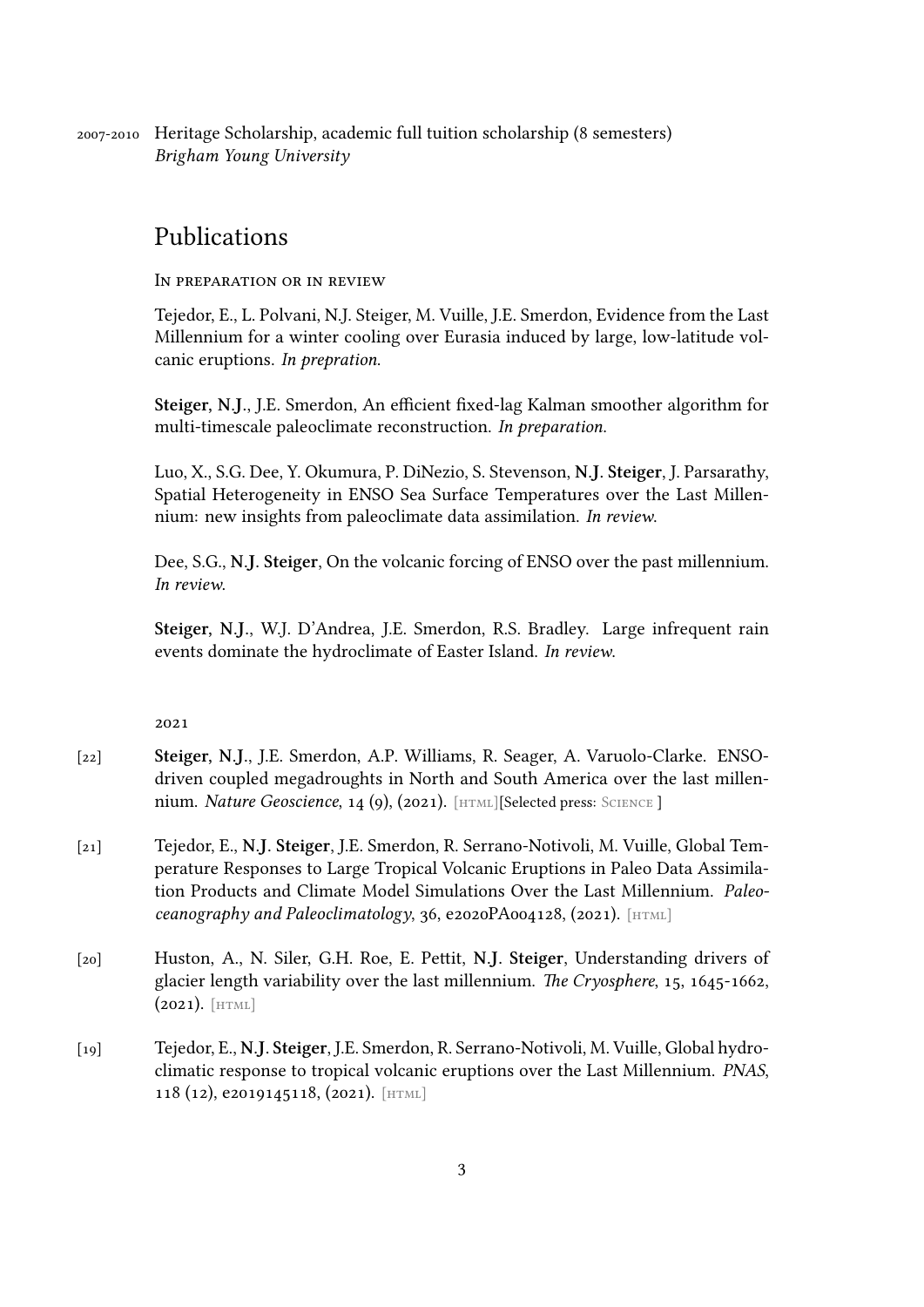2007-2010 Heritage Scholarship, academic full tuition scholarship (8 semesters)
*Brigham Young University*

## Publications

In preparation or in review

Tejedor, E., L. Polvani, N.J. Steiger, M. Vuille, J.E. Smerdon, Evidence from the Last Millennium for a winter cooling over Eurasia induced by large, low-latitude volcanic eruptions. *In prepration.*

**Steiger, N.J.**, J.E. Smerdon, An efficient fixed-lag Kalman smoother algorithm for multi-timescale paleoclimate reconstruction. *In preparation.*

Luo, X., S.G. Dee, Y. Okumura, P. DiNezio, S. Stevenson, **N.J. Steiger**, J. Parsarathy, Spatial Heterogeneity in ENSO Sea Surface Temperatures over the Last Millennium: new insights from paleoclimate data assimilation. *In review.*

Dee, S.G., **N.J. Steiger**, On the volcanic forcing of ENSO over the past millennium. *In review.*

**Steiger, N.J.**, W.J. D'Andrea, J.E. Smerdon, R.S. Bradley. Large infrequent rain events dominate the hydroclimate of Easter Island. *In review.*

2021

[22] **Steiger, N.J.**, J.E. Smerdon, A.P. Williams, R. Seager, A. Varuolo-Clarke. ENSO-driven coupled megadroughts in North and South America over the last millennium. *Nature Geoscience*, 14 (9), (2021). [HTML][Selected press: Science ]

[21] Tejedor, E., **N.J. Steiger**, J.E. Smerdon, R. Serrano-Notivoli, M. Vuille, Global Temperature Responses to Large Tropical Volcanic Eruptions in Paleo Data Assimilation Products and Climate Model Simulations Over the Last Millennium. *Paleoceanography and Paleoclimatology*, 36, e2020PA004128, (2021). [HTML]

[20] Huston, A., N. Siler, G.H. Roe, E. Pettit, **N.J. Steiger**, Understanding drivers of glacier length variability over the last millennium. *The Cryosphere*, 15, 1645-1662, (2021). [HTML]

[19] Tejedor, E., **N.J. Steiger**, J.E. Smerdon, R. Serrano-Notivoli, M. Vuille, Global hydroclimatic response to tropical volcanic eruptions over the Last Millennium. *PNAS*, 118 (12), e2019145118, (2021). [HTML]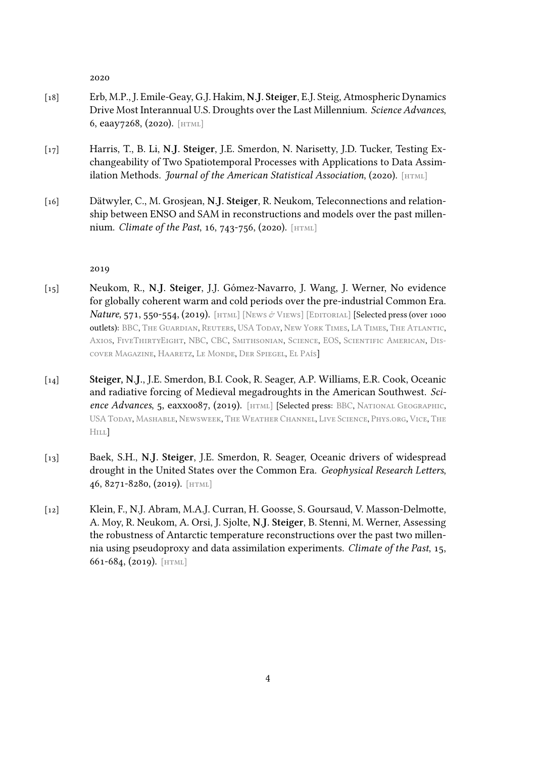2020

[18] Erb, M.P., J. Emile-Geay, G.J. Hakim, **N.J. Steiger**, E.J. Steig, Atmospheric Dynamics Drive Most Interannual U.S. Droughts over the Last Millennium. *Science Advances*, 6, eaay7268, (2020). [HTML]

[17] Harris, T., B. Li, **N.J. Steiger**, J.E. Smerdon, N. Narisetty, J.D. Tucker, Testing Exchangeability of Two Spatiotemporal Processes with Applications to Data Assimilation Methods. *Journal of the American Statistical Association*, (2020). [HTML]

[16] Dätwyler, C., M. Grosjean, **N.J. Steiger**, R. Neukom, Teleconnections and relationship between ENSO and SAM in reconstructions and models over the past millennium. *Climate of the Past*, 16, 743-756, (2020). [HTML]

2019

[15] Neukom, R., **N.J. Steiger**, J.J. Gómez-Navarro, J. Wang, J. Werner, No evidence for globally coherent warm and cold periods over the pre-industrial Common Era. *Nature*, 571, 550-554, (2019). [HTML] [News & Views] [Editorial] [Selected press (over 1000 outlets): BBC, The Guardian, Reuters, USA Today, New York Times, LA Times, The Atlantic, Axios, FiveThirtyEight, NBC, CBC, Smithsonian, Science, EOS, Scientific American, Discover Magazine, Haaretz, Le Monde, Der Spiegel, El País]

[14] **Steiger, N.J.**, J.E. Smerdon, B.I. Cook, R. Seager, A.P. Williams, E.R. Cook, Oceanic and radiative forcing of Medieval megadroughts in the American Southwest. *Science Advances*, 5, eaxx0087, (2019). [HTML] [Selected press: BBC, National Geographic, USA Today, Mashable, Newsweek, The Weather Channel, Live Science, Phys.org, Vice, The Hill]

[13] Baek, S.H., **N.J. Steiger**, J.E. Smerdon, R. Seager, Oceanic drivers of widespread drought in the United States over the Common Era. *Geophysical Research Letters*, 46, 8271-8280, (2019). [HTML]

[12] Klein, F., N.J. Abram, M.A.J. Curran, H. Goosse, S. Goursaud, V. Masson-Delmotte, A. Moy, R. Neukom, A. Orsi, J. Sjolte, **N.J. Steiger**, B. Stenni, M. Werner, Assessing the robustness of Antarctic temperature reconstructions over the past two millennia using pseudoproxy and data assimilation experiments. *Climate of the Past*, 15, 661-684, (2019). [HTML]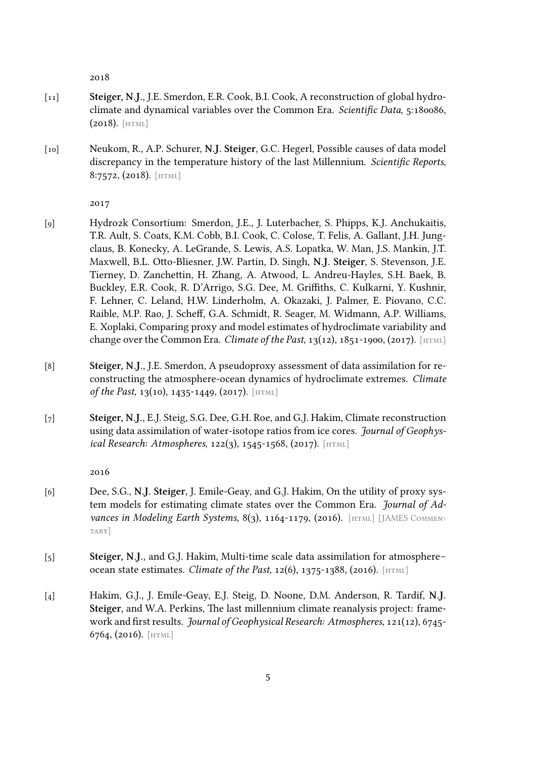2018

[11] **Steiger, N.J.**, J.E. Smerdon, E.R. Cook, B.I. Cook, A reconstruction of global hydroclimate and dynamical variables over the Common Era. *Scientific Data*, 5:180086, (2018). [HTML]

[10] Neukom, R., A.P. Schurer, **N.J. Steiger**, G.C. Hegerl, Possible causes of data model discrepancy in the temperature history of the last Millennium. *Scientific Reports*, 8:7572, (2018). [HTML]

2017

[9] Hydro2k Consortium: Smerdon, J.E., J. Luterbacher, S. Phipps, K.J. Anchukaitis, T.R. Ault, S. Coats, K.M. Cobb, B.I. Cook, C. Colose, T. Felis, A. Gallant, J.H. Jungclaus, B. Konecky, A. LeGrande, S. Lewis, A.S. Lopatka, W. Man, J.S. Mankin, J.T. Maxwell, B.L. Otto-Bliesner, J.W. Partin, D. Singh, **N.J. Steiger**, S. Stevenson, J.E. Tierney, D. Zanchettin, H. Zhang, A. Atwood, L. Andreu-Hayles, S.H. Baek, B. Buckley, E.R. Cook, R. D'Arrigo, S.G. Dee, M. Griffiths, C. Kulkarni, Y. Kushnir, F. Lehner, C. Leland, H.W. Linderholm, A. Okazaki, J. Palmer, E. Piovano, C.C. Raible, M.P. Rao, J. Scheff, G.A. Schmidt, R. Seager, M. Widmann, A.P. Williams, E. Xoplaki, Comparing proxy and model estimates of hydroclimate variability and change over the Common Era. *Climate of the Past*, 13(12), 1851-1900, (2017). [HTML]

[8] **Steiger, N.J.**, J.E. Smerdon, A pseudoproxy assessment of data assimilation for reconstructing the atmosphere-ocean dynamics of hydroclimate extremes. *Climate of the Past*, 13(10), 1435-1449, (2017). [HTML]

[7] **Steiger, N.J.**, E.J. Steig, S.G. Dee, G.H. Roe, and G.J. Hakim, Climate reconstruction using data assimilation of water-isotope ratios from ice cores. *Journal of Geophysical Research: Atmospheres*, 122(3), 1545-1568, (2017). [HTML]

2016

[6] Dee, S.G., **N.J. Steiger**, J. Emile-Geay, and G.J. Hakim, On the utility of proxy system models for estimating climate states over the Common Era. *Journal of Advances in Modeling Earth Systems*, 8(3), 1164-1179, (2016). [HTML] [JAMES COMMENTARY]

[5] **Steiger, N.J.**, and G.J. Hakim, Multi-time scale data assimilation for atmosphere–ocean state estimates. *Climate of the Past*, 12(6), 1375-1388, (2016). [HTML]

[4] Hakim, G.J., J. Emile-Geay, E.J. Steig, D. Noone, D.M. Anderson, R. Tardif, **N.J. Steiger**, and W.A. Perkins, The last millennium climate reanalysis project: framework and first results. *Journal of Geophysical Research: Atmospheres*, 121(12), 6745-6764, (2016). [HTML]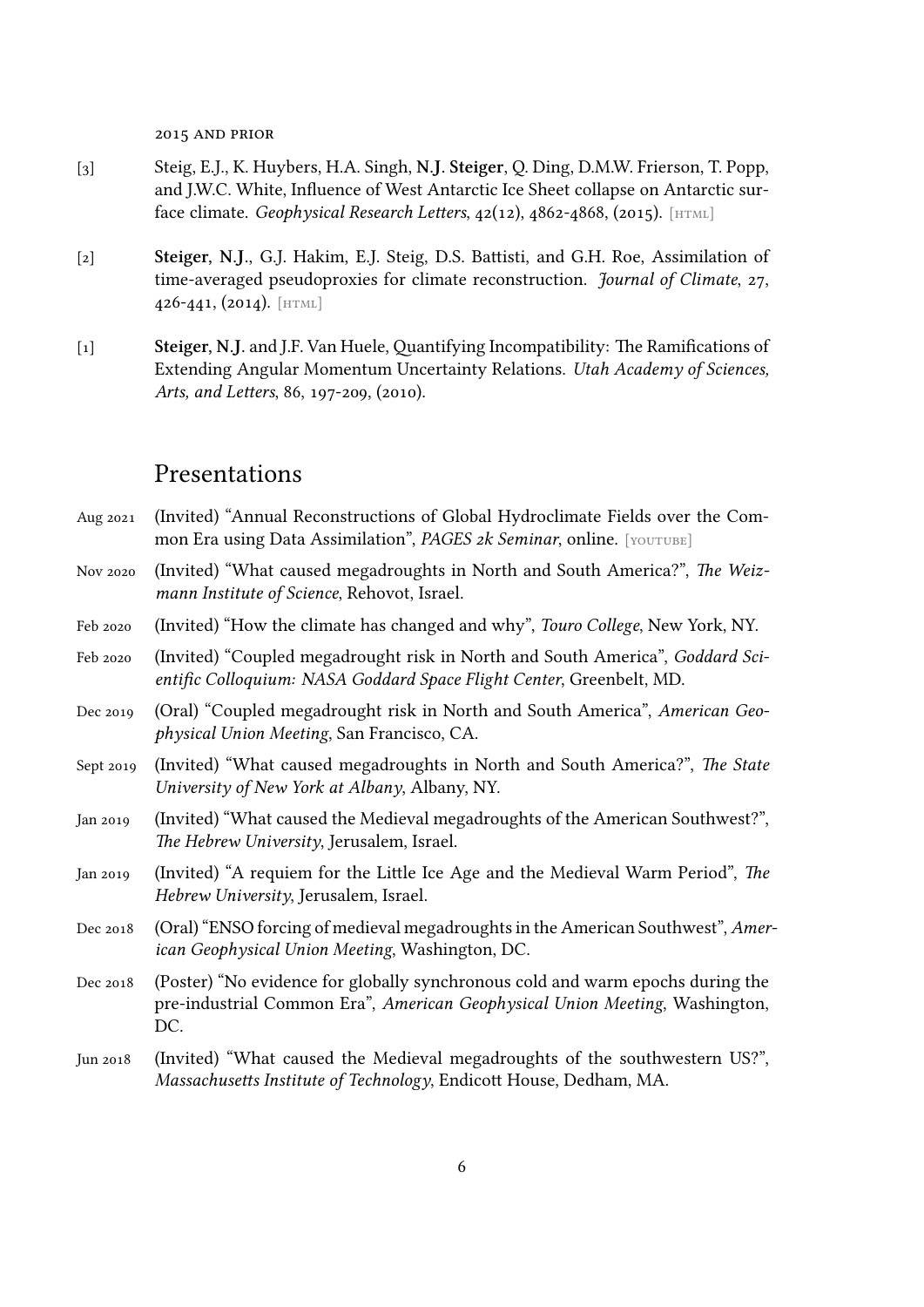2015 AND PRIOR

[3] Steig, E.J., K. Huybers, H.A. Singh, **N.J. Steiger**, Q. Ding, D.M.W. Frierson, T. Popp, and J.W.C. White, Influence of West Antarctic Ice Sheet collapse on Antarctic surface climate. *Geophysical Research Letters*, 42(12), 4862-4868, (2015). [HTML]

[2] **Steiger, N.J.**, G.J. Hakim, E.J. Steig, D.S. Battisti, and G.H. Roe, Assimilation of time-averaged pseudoproxies for climate reconstruction. *Journal of Climate*, 27, 426-441, (2014). [HTML]

[1] **Steiger, N.J.** and J.F. Van Huele, Quantifying Incompatibility: The Ramifications of Extending Angular Momentum Uncertainty Relations. *Utah Academy of Sciences, Arts, and Letters*, 86, 197-209, (2010).

## Presentations

- Aug 2021 (Invited) "Annual Reconstructions of Global Hydroclimate Fields over the Common Era using Data Assimilation", *PAGES 2k Seminar*, online. [YOUTUBE]
- Nov 2020 (Invited) "What caused megadroughts in North and South America?", *The Weizmann Institute of Science*, Rehovot, Israel.
- Feb 2020 (Invited) "How the climate has changed and why", *Touro College*, New York, NY.
- Feb 2020 (Invited) "Coupled megadrought risk in North and South America", *Goddard Scientific Colloquium: NASA Goddard Space Flight Center*, Greenbelt, MD.
- Dec 2019 (Oral) "Coupled megadrought risk in North and South America", *American Geophysical Union Meeting*, San Francisco, CA.
- Sept 2019 (Invited) "What caused megadroughts in North and South America?", *The State University of New York at Albany*, Albany, NY.
- Jan 2019 (Invited) "What caused the Medieval megadroughts of the American Southwest?", *The Hebrew University*, Jerusalem, Israel.
- Jan 2019 (Invited) "A requiem for the Little Ice Age and the Medieval Warm Period", *The Hebrew University*, Jerusalem, Israel.
- Dec 2018 (Oral) "ENSO forcing of medieval megadroughts in the American Southwest", *American Geophysical Union Meeting*, Washington, DC.
- Dec 2018 (Poster) "No evidence for globally synchronous cold and warm epochs during the pre-industrial Common Era", *American Geophysical Union Meeting*, Washington, DC.
- Jun 2018 (Invited) "What caused the Medieval megadroughts of the southwestern US?", *Massachusetts Institute of Technology*, Endicott House, Dedham, MA.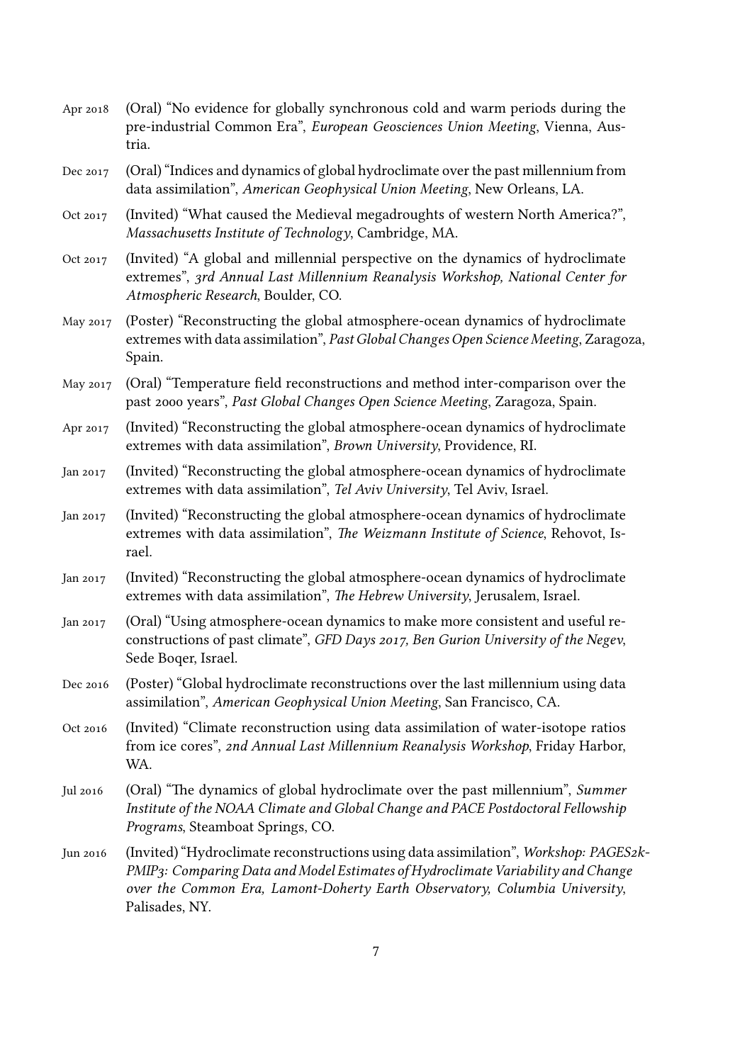Apr 2018 (Oral) "No evidence for globally synchronous cold and warm periods during the pre-industrial Common Era", *European Geosciences Union Meeting*, Vienna, Austria.

Dec 2017 (Oral) "Indices and dynamics of global hydroclimate over the past millennium from data assimilation", *American Geophysical Union Meeting*, New Orleans, LA.

Oct 2017 (Invited) "What caused the Medieval megadroughts of western North America?", *Massachusetts Institute of Technology*, Cambridge, MA.

Oct 2017 (Invited) "A global and millennial perspective on the dynamics of hydroclimate extremes", *3rd Annual Last Millennium Reanalysis Workshop, National Center for Atmospheric Research*, Boulder, CO.

May 2017 (Poster) "Reconstructing the global atmosphere-ocean dynamics of hydroclimate extremes with data assimilation", *Past Global Changes Open Science Meeting*, Zaragoza, Spain.

May 2017 (Oral) "Temperature field reconstructions and method inter-comparison over the past 2000 years", *Past Global Changes Open Science Meeting*, Zaragoza, Spain.

Apr 2017 (Invited) "Reconstructing the global atmosphere-ocean dynamics of hydroclimate extremes with data assimilation", *Brown University*, Providence, RI.

Jan 2017 (Invited) "Reconstructing the global atmosphere-ocean dynamics of hydroclimate extremes with data assimilation", *Tel Aviv University*, Tel Aviv, Israel.

Jan 2017 (Invited) "Reconstructing the global atmosphere-ocean dynamics of hydroclimate extremes with data assimilation", *The Weizmann Institute of Science*, Rehovot, Israel.

Jan 2017 (Invited) "Reconstructing the global atmosphere-ocean dynamics of hydroclimate extremes with data assimilation", *The Hebrew University*, Jerusalem, Israel.

Jan 2017 (Oral) "Using atmosphere-ocean dynamics to make more consistent and useful reconstructions of past climate", *GFD Days 2017, Ben Gurion University of the Negev*, Sede Boqer, Israel.

Dec 2016 (Poster) "Global hydroclimate reconstructions over the last millennium using data assimilation", *American Geophysical Union Meeting*, San Francisco, CA.

Oct 2016 (Invited) "Climate reconstruction using data assimilation of water-isotope ratios from ice cores", *2nd Annual Last Millennium Reanalysis Workshop*, Friday Harbor, WA.

Jul 2016 (Oral) "The dynamics of global hydroclimate over the past millennium", *Summer Institute of the NOAA Climate and Global Change and PACE Postdoctoral Fellowship Programs*, Steamboat Springs, CO.

Jun 2016 (Invited) "Hydroclimate reconstructions using data assimilation", *Workshop: PAGES2k-PMIP3: Comparing Data and Model Estimates of Hydroclimate Variability and Change over the Common Era, Lamont-Doherty Earth Observatory, Columbia University*, Palisades, NY.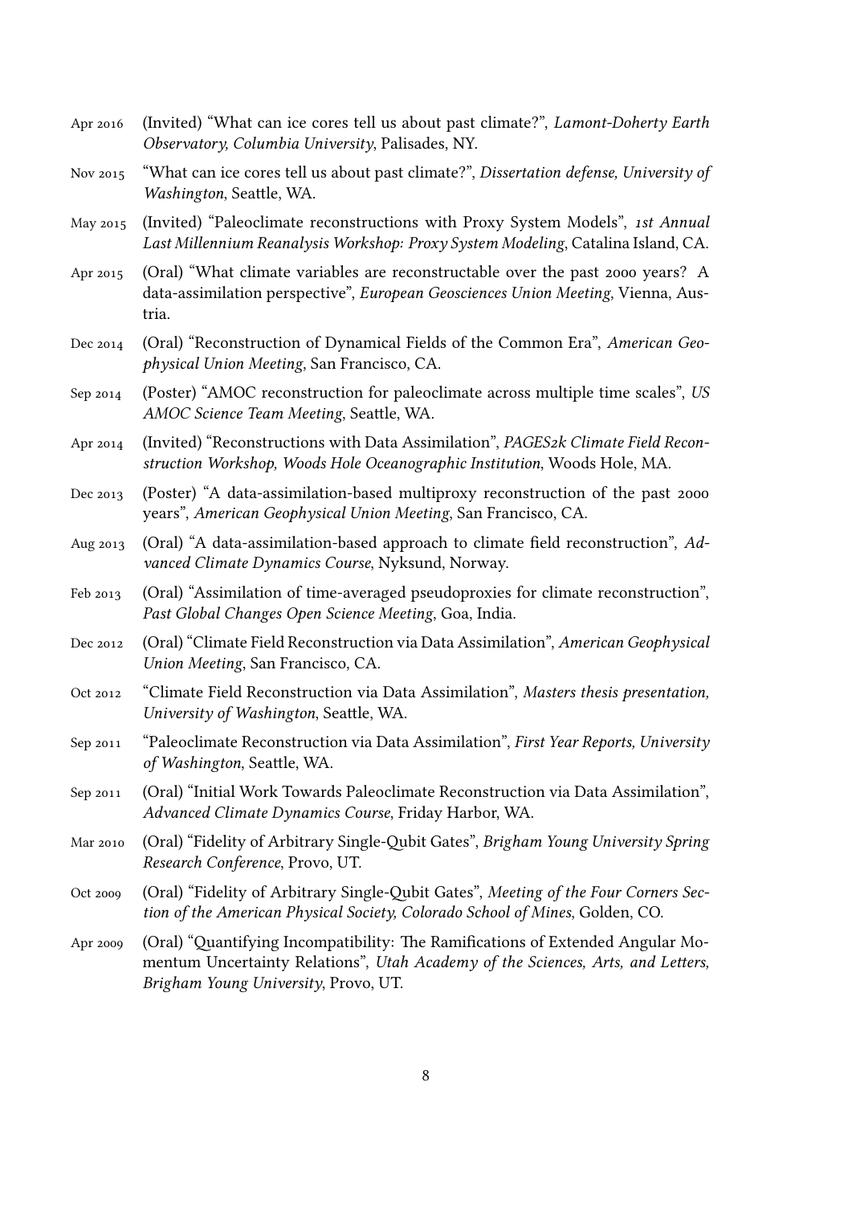- Apr 2016 (Invited) "What can ice cores tell us about past climate?", *Lamont-Doherty Earth Observatory, Columbia University*, Palisades, NY.
- Nov 2015 "What can ice cores tell us about past climate?", *Dissertation defense, University of Washington*, Seattle, WA.
- May 2015 (Invited) "Paleoclimate reconstructions with Proxy System Models", *1st Annual Last Millennium Reanalysis Workshop: Proxy System Modeling*, Catalina Island, CA.
- Apr 2015 (Oral) "What climate variables are reconstructable over the past 2000 years? A data-assimilation perspective", *European Geosciences Union Meeting*, Vienna, Austria.
- Dec 2014 (Oral) "Reconstruction of Dynamical Fields of the Common Era", *American Geophysical Union Meeting*, San Francisco, CA.
- Sep 2014 (Poster) "AMOC reconstruction for paleoclimate across multiple time scales", *US AMOC Science Team Meeting*, Seattle, WA.
- Apr 2014 (Invited) "Reconstructions with Data Assimilation", *PAGES2k Climate Field Reconstruction Workshop, Woods Hole Oceanographic Institution*, Woods Hole, MA.
- Dec 2013 (Poster) "A data-assimilation-based multiproxy reconstruction of the past 2000 years", *American Geophysical Union Meeting*, San Francisco, CA.
- Aug 2013 (Oral) "A data-assimilation-based approach to climate field reconstruction", *Advanced Climate Dynamics Course*, Nyksund, Norway.
- Feb 2013 (Oral) "Assimilation of time-averaged pseudoproxies for climate reconstruction", *Past Global Changes Open Science Meeting*, Goa, India.
- Dec 2012 (Oral) "Climate Field Reconstruction via Data Assimilation", *American Geophysical Union Meeting*, San Francisco, CA.
- Oct 2012 "Climate Field Reconstruction via Data Assimilation", *Masters thesis presentation, University of Washington*, Seattle, WA.
- Sep 2011 "Paleoclimate Reconstruction via Data Assimilation", *First Year Reports, University of Washington*, Seattle, WA.
- Sep 2011 (Oral) "Initial Work Towards Paleoclimate Reconstruction via Data Assimilation", *Advanced Climate Dynamics Course*, Friday Harbor, WA.
- Mar 2010 (Oral) "Fidelity of Arbitrary Single-Qubit Gates", *Brigham Young University Spring Research Conference*, Provo, UT.
- Oct 2009 (Oral) "Fidelity of Arbitrary Single-Qubit Gates", *Meeting of the Four Corners Section of the American Physical Society, Colorado School of Mines*, Golden, CO.
- Apr 2009 (Oral) "Quantifying Incompatibility: The Ramifications of Extended Angular Momentum Uncertainty Relations", *Utah Academy of the Sciences, Arts, and Letters, Brigham Young University*, Provo, UT.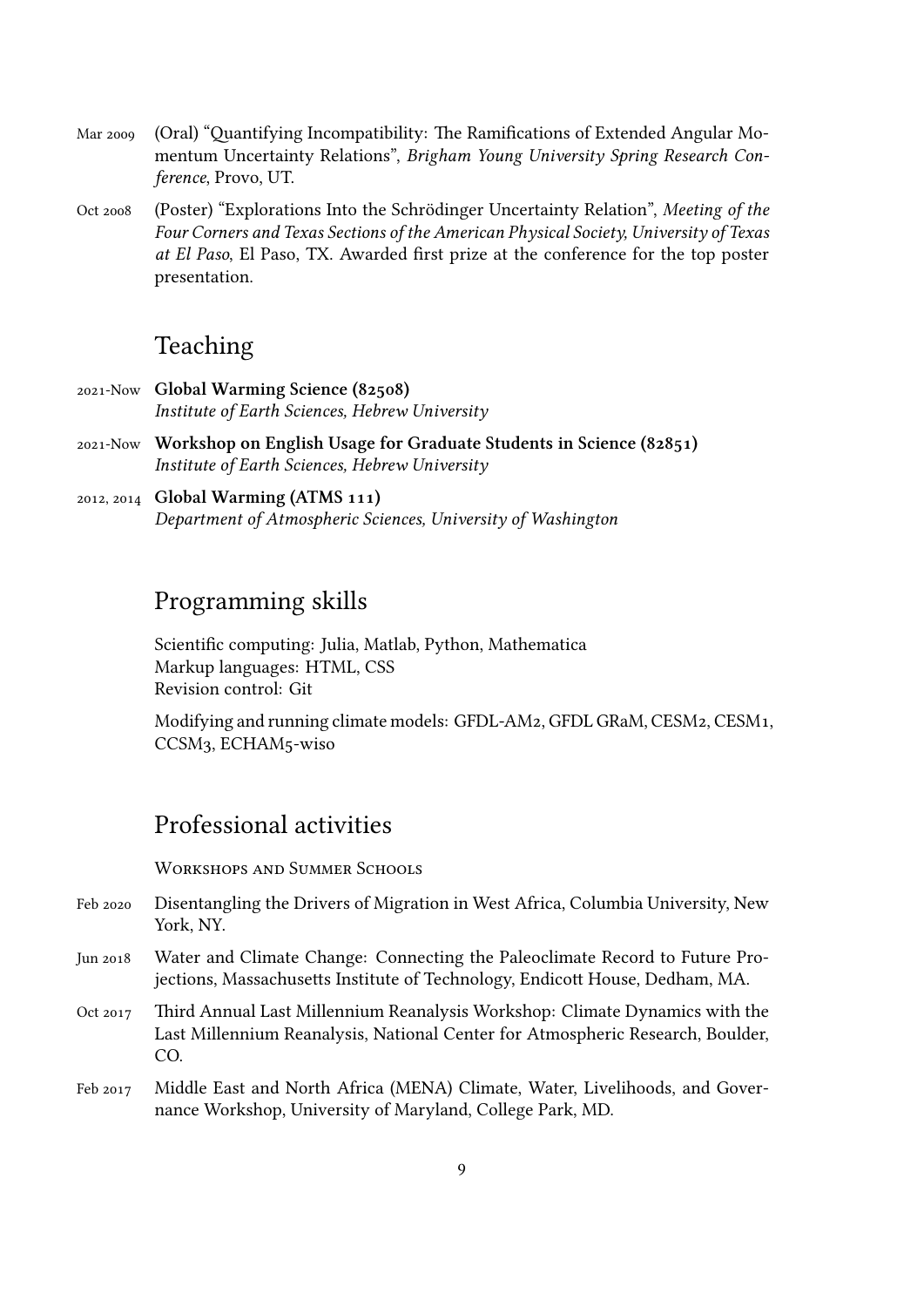Mar 2009 (Oral) "Quantifying Incompatibility: The Ramifications of Extended Angular Momentum Uncertainty Relations", *Brigham Young University Spring Research Conference*, Provo, UT.

Oct 2008 (Poster) "Explorations Into the Schrödinger Uncertainty Relation", *Meeting of the Four Corners and Texas Sections of the American Physical Society, University of Texas at El Paso*, El Paso, TX. Awarded first prize at the conference for the top poster presentation.

## Teaching

2021-Now **Global Warming Science (82508)**
*Institute of Earth Sciences, Hebrew University*

2021-Now **Workshop on English Usage for Graduate Students in Science (82851)**
*Institute of Earth Sciences, Hebrew University*

2012, 2014 **Global Warming (ATMS 111)**
*Department of Atmospheric Sciences, University of Washington*

## Programming skills

Scientific computing: Julia, Matlab, Python, Mathematica
Markup languages: HTML, CSS
Revision control: Git

Modifying and running climate models: GFDL-AM2, GFDL GRaM, CESM2, CESM1, CCSM3, ECHAM5-wiso

## Professional activities

### Workshops and Summer Schools

Feb 2020 Disentangling the Drivers of Migration in West Africa, Columbia University, New York, NY.

Jun 2018 Water and Climate Change: Connecting the Paleoclimate Record to Future Projections, Massachusetts Institute of Technology, Endicott House, Dedham, MA.

Oct 2017 Third Annual Last Millennium Reanalysis Workshop: Climate Dynamics with the Last Millennium Reanalysis, National Center for Atmospheric Research, Boulder, CO.

Feb 2017 Middle East and North Africa (MENA) Climate, Water, Livelihoods, and Governance Workshop, University of Maryland, College Park, MD.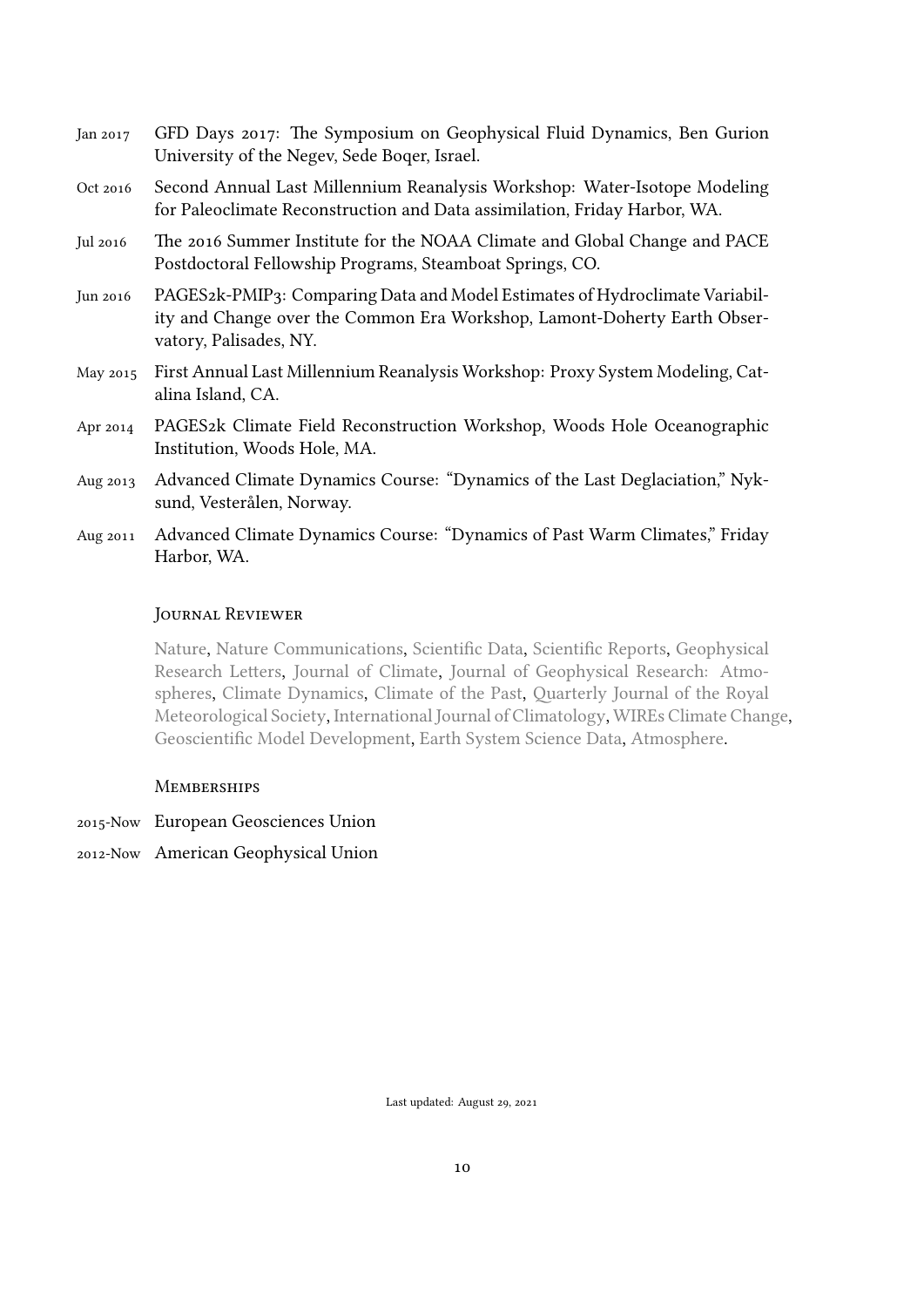- Jan 2017 GFD Days 2017: The Symposium on Geophysical Fluid Dynamics, Ben Gurion University of the Negev, Sede Boqer, Israel.
- Oct 2016 Second Annual Last Millennium Reanalysis Workshop: Water-Isotope Modeling for Paleoclimate Reconstruction and Data assimilation, Friday Harbor, WA.
- Jul 2016 The 2016 Summer Institute for the NOAA Climate and Global Change and PACE Postdoctoral Fellowship Programs, Steamboat Springs, CO.
- Jun 2016 PAGES2k-PMIP3: Comparing Data and Model Estimates of Hydroclimate Variability and Change over the Common Era Workshop, Lamont-Doherty Earth Observatory, Palisades, NY.
- May 2015 First Annual Last Millennium Reanalysis Workshop: Proxy System Modeling, Catalina Island, CA.
- Apr 2014 PAGES2k Climate Field Reconstruction Workshop, Woods Hole Oceanographic Institution, Woods Hole, MA.
- Aug 2013 Advanced Climate Dynamics Course: "Dynamics of the Last Deglaciation," Nyksund, Vesterålen, Norway.
- Aug 2011 Advanced Climate Dynamics Course: "Dynamics of Past Warm Climates," Friday Harbor, WA.

### Journal Reviewer

Nature, Nature Communications, Scientific Data, Scientific Reports, Geophysical Research Letters, Journal of Climate, Journal of Geophysical Research: Atmospheres, Climate Dynamics, Climate of the Past, Quarterly Journal of the Royal Meteorological Society, International Journal of Climatology, WIREs Climate Change, Geoscientific Model Development, Earth System Science Data, Atmosphere.

### Memberships

- 2015-Now European Geosciences Union
- 2012-Now American Geophysical Union

Last updated: August 29, 2021